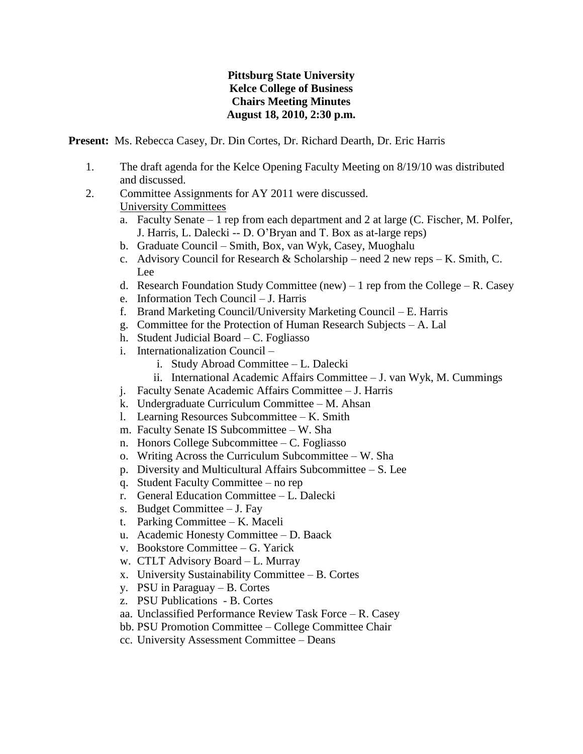**Pittsburg State University**
**Kelce College of Business**
**Chairs Meeting Minutes**
**August 18, 2010, 2:30 p.m.**

**Present:** Ms. Rebecca Casey, Dr. Din Cortes, Dr. Richard Dearth, Dr. Eric Harris

1. The draft agenda for the Kelce Opening Faculty Meeting on 8/19/10 was distributed and discussed.
2. Committee Assignments for AY 2011 were discussed.

   University Committees

   a. Faculty Senate – 1 rep from each department and 2 at large (C. Fischer, M. Polfer, J. Harris, L. Dalecki -- D. O'Bryan and T. Box as at-large reps)
   b. Graduate Council – Smith, Box, van Wyk, Casey, Muoghalu
   c. Advisory Council for Research & Scholarship – need 2 new reps – K. Smith, C. Lee
   d. Research Foundation Study Committee (new) – 1 rep from the College – R. Casey
   e. Information Tech Council – J. Harris
   f. Brand Marketing Council/University Marketing Council – E. Harris
   g. Committee for the Protection of Human Research Subjects – A. Lal
   h. Student Judicial Board – C. Fogliasso
   i. Internationalization Council –
      i. Study Abroad Committee – L. Dalecki
      ii. International Academic Affairs Committee – J. van Wyk, M. Cummings
   j. Faculty Senate Academic Affairs Committee – J. Harris
   k. Undergraduate Curriculum Committee – M. Ahsan
   l. Learning Resources Subcommittee – K. Smith
   m. Faculty Senate IS Subcommittee – W. Sha
   n. Honors College Subcommittee – C. Fogliasso
   o. Writing Across the Curriculum Subcommittee – W. Sha
   p. Diversity and Multicultural Affairs Subcommittee – S. Lee
   q. Student Faculty Committee – no rep
   r. General Education Committee – L. Dalecki
   s. Budget Committee – J. Fay
   t. Parking Committee – K. Maceli
   u. Academic Honesty Committee – D. Baack
   v. Bookstore Committee – G. Yarick
   w. CTLT Advisory Board – L. Murray
   x. University Sustainability Committee – B. Cortes
   y. PSU in Paraguay – B. Cortes
   z. PSU Publications - B. Cortes
   aa. Unclassified Performance Review Task Force – R. Casey
   bb. PSU Promotion Committee – College Committee Chair
   cc. University Assessment Committee – Deans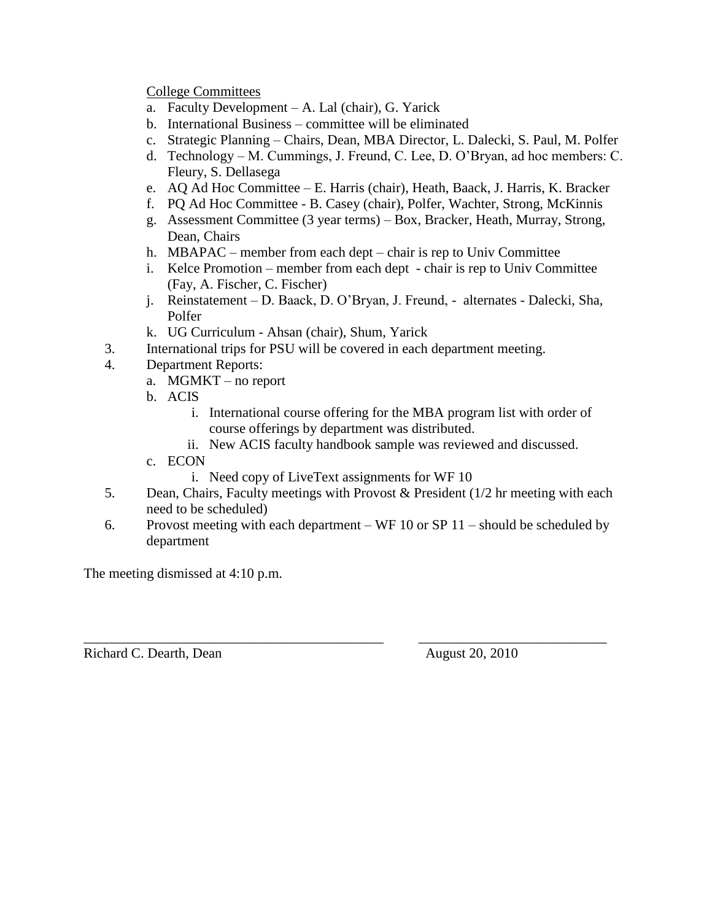College Committees

a. Faculty Development – A. Lal (chair), G. Yarick
b. International Business – committee will be eliminated
c. Strategic Planning – Chairs, Dean, MBA Director, L. Dalecki, S. Paul, M. Polfer
d. Technology – M. Cummings, J. Freund, C. Lee, D. O'Bryan, ad hoc members: C. Fleury, S. Dellasega
e. AQ Ad Hoc Committee – E. Harris (chair), Heath, Baack, J. Harris, K. Bracker
f. PQ Ad Hoc Committee - B. Casey (chair), Polfer, Wachter, Strong, McKinnis
g. Assessment Committee (3 year terms) – Box, Bracker, Heath, Murray, Strong, Dean, Chairs
h. MBAPAC – member from each dept – chair is rep to Univ Committee
i. Kelce Promotion – member from each dept - chair is rep to Univ Committee (Fay, A. Fischer, C. Fischer)
j. Reinstatement – D. Baack, D. O'Bryan, J. Freund, - alternates - Dalecki, Sha, Polfer
k. UG Curriculum - Ahsan (chair), Shum, Yarick

3. International trips for PSU will be covered in each department meeting.
4. Department Reports:
   a. MGMKT – no report
   b. ACIS
      i. International course offering for the MBA program list with order of course offerings by department was distributed.
      ii. New ACIS faculty handbook sample was reviewed and discussed.
   c. ECON
      i. Need copy of LiveText assignments for WF 10
5. Dean, Chairs, Faculty meetings with Provost & President (1/2 hr meeting with each need to be scheduled)
6. Provost meeting with each department – WF 10 or SP 11 – should be scheduled by department

The meeting dismissed at 4:10 p.m.

\_\_\_\_\_\_\_\_\_\_\_\_\_\_\_\_\_\_\_\_\_\_\_\_\_\_\_\_\_\_\_\_\_\_\_\_\_\_\_\_\_\_ \_\_\_\_\_\_\_\_\_\_\_\_\_\_\_\_\_\_\_\_\_\_\_\_\_\_\_

Richard C. Dearth, Dean August 20, 2010